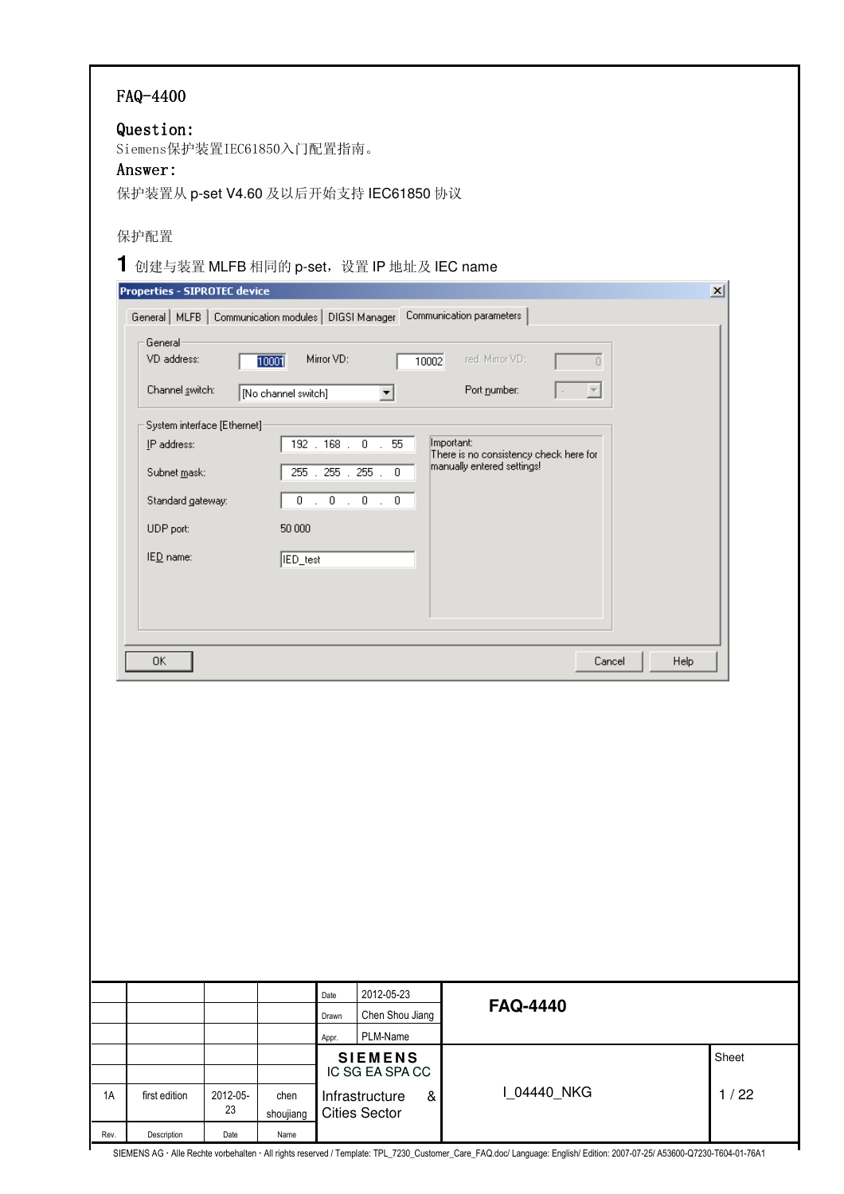FAQ-4400

**Question:**

Siemens保护装置IEC61850入门配置指南。

**Answer:**

保护装置从 p-set V4.60 及以后开始支持 IEC61850 协议

保护配置

**1** 创建与装置 MLFB 相同的 p-set，设置 IP 地址及 IEC name

Properties - SIPROTEC device

General | MLFB | Communication modules | DIGSI Manager | Communication parameters

General
VD address: 10001  Mirror VD: 10002  red. Mirror VD: 0
Channel switch: [No channel switch]  Port number:

System interface [Ethernet]
IP address: 192 . 168 . 0 . 55
Subnet mask: 255 . 255 . 255 . 0
Standard gateway: 0 . 0 . 0 . 0
UDP port: 50 000
IED name: IED_test

Important:
There is no consistency check here for manually entered settings!

OK | Cancel | Help

| | | | | Date | 2012-05-23 | FAQ-4440 | |
|---|---|---|---|---|---|---|---|
| | | | | Drawn | Chen Shou Jiang | | |
| | | | | Appr. | PLM-Name | | |
| | | | | SIEMENS IC SG EA SPA CC | | | Sheet |
| 1A | first edition | 2012-05-23 | chen shoujiang | Infrastructure & Cities Sector | | I_04440_NKG | 1 / 22 |
| Rev. | Description | Date | Name | | | | |

SIEMENS AG · Alle Rechte vorbehalten · All rights reserved / Template: TPL_7230_Customer_Care_FAQ.doc/ Language: English/ Edition: 2007-07-25/ A53600-Q7230-T604-01-76A1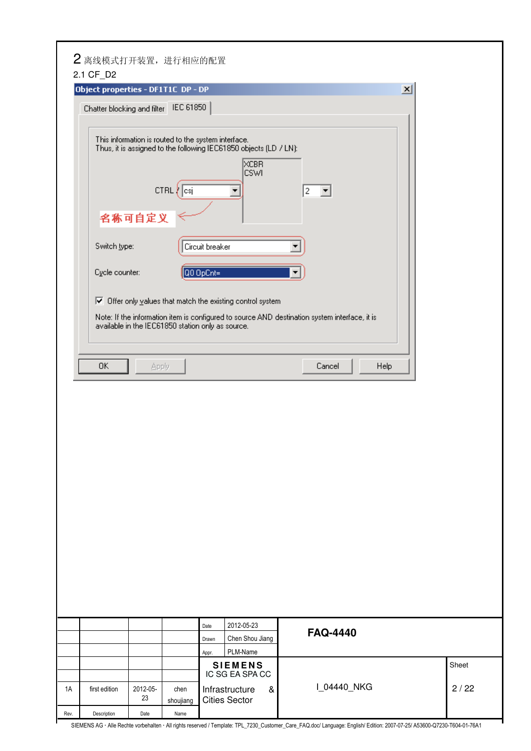## 2 离线模式打开装置，进行相应的配置

### 2.1 CF_D2

**Object properties - DF1T1C DP - DP**

Chatter blocking and filter | IEC 61850

This information is routed to the system interface.
Thus, it is assigned to the following IEC61850 objects (LD / LN):

CTRL / csj

XCBR
CSWI

2

名称可自定义

Switch type: Circuit breaker

Cycle counter: Q0 OpCnt=

☑ Offer only values that match the existing control system

Note: If the information item is configured to source AND destination system interface, it is available in the IEC61850 station only as source.

OK | Apply | Cancel | Help

| Rev. | Description | Date | Name | | | | |
|---|---|---|---|---|---|---|---|
| | | | | Date | 2012-05-23 | FAQ-4440 | |
| | | | | Drawn | Chen Shou Jiang | | |
| | | | | Appr. | PLM-Name | | |
| 1A | first edition | 2012-05-23 | chen shoujiang | SIEMENS IC SG EA SPA CC Infrastructure & Cities Sector | | I_04440_NKG | Sheet 2 / 22 |

SIEMENS AG · Alle Rechte vorbehalten · All rights reserved / Template: TPL_7230_Customer_Care_FAQ.doc/ Language: English/ Edition: 2007-07-25/ A53600-Q7230-T604-01-76A1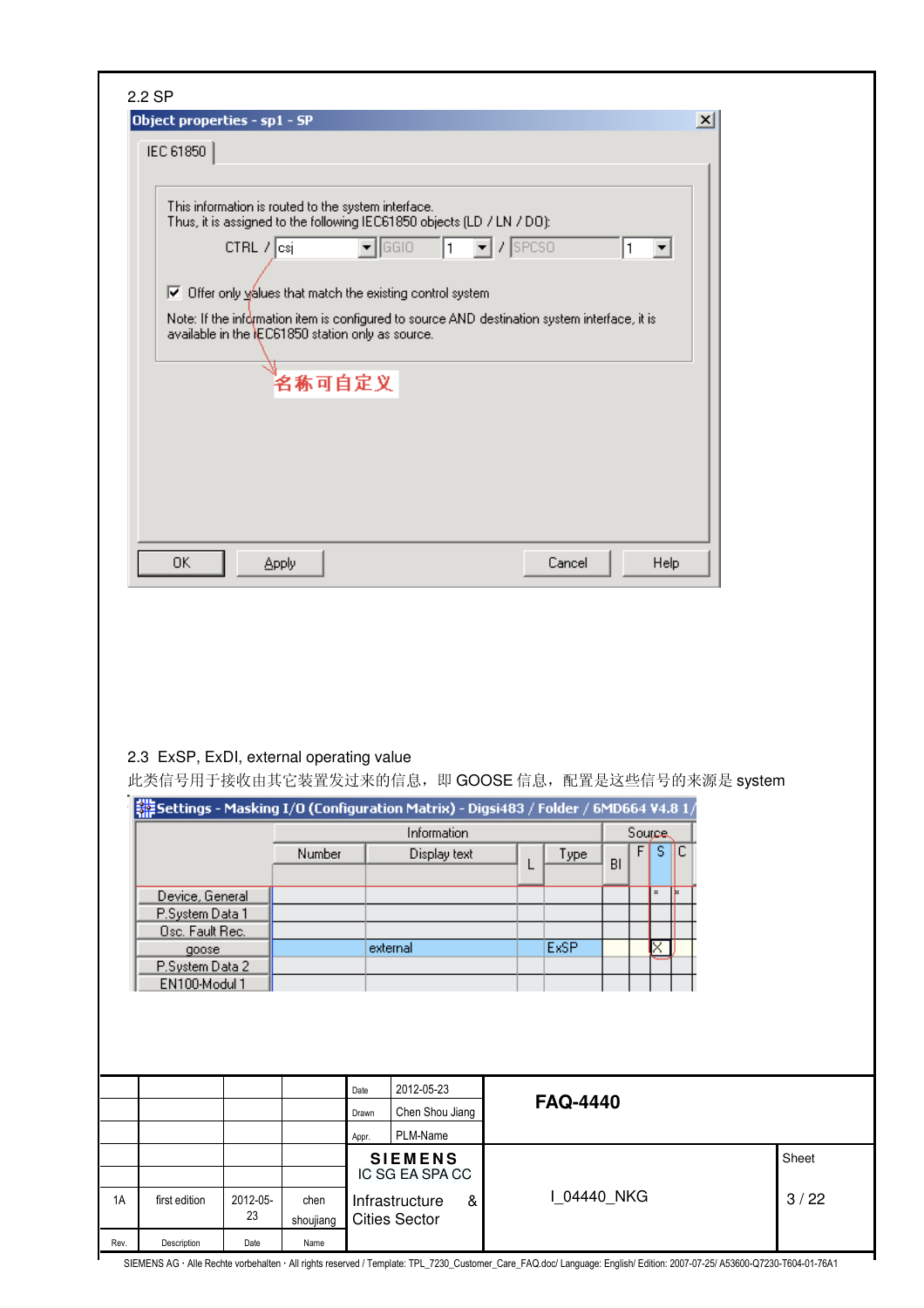2.2 SP

Object properties - sp1 - SP

IEC 61850

This information is routed to the system interface.
Thus, it is assigned to the following IEC61850 objects (LD / LN / DO):

CTRL / csj | GGIO | 1 / SPCSO | 1

☑ Offer only values that match the existing control system

Note: If the information item is configured to source AND destination system interface, it is available in the IEC61850 station only as source.

名称可自定义

OK | Apply | Cancel | Help

2.3 ExSP, ExDI, external operating value

此类信号用于接收由其它装置发过来的信息，即 GOOSE 信息，配置是这些信号的来源是 system

Settings - Masking I/O (Configuration Matrix) - Digsi483 / Folder / 6MD664 V4.8 1/

| | Information | | | | Source | | | |
|---|---|---|---|---|---|---|---|---|
| | Number | Display text | L | Type | BI | F | S | C |
| Device, General | | | | | | | | |
| P.System Data 1 | | | | | | | | |
| Osc. Fault Rec. | | | | | | | | |
| goose | | external | | ExSP | | | X | |
| P.System Data 2 | | | | | | | | |
| EN100-Modul 1 | | | | | | | | |

| | | | | Date | 2012-05-23 | FAQ-4440 | |
|---|---|---|---|---|---|---|---|
| | | | | Drawn | Chen Shou Jiang | | |
| | | | | Appr. | PLM-Name | | |
| | | | | SIEMENS IC SG EA SPA CC | | I_04440_NKG | Sheet 3 / 22 |
| 1A | first edition | 2012-05-23 | chen shoujiang | Infrastructure & Cities Sector | | | |
| Rev. | Description | Date | Name | | | | |

SIEMENS AG · Alle Rechte vorbehalten · All rights reserved / Template: TPL_7230_Customer_Care_FAQ.doc/ Language: English/ Edition: 2007-07-25/ A53600-Q7230-T604-01-76A1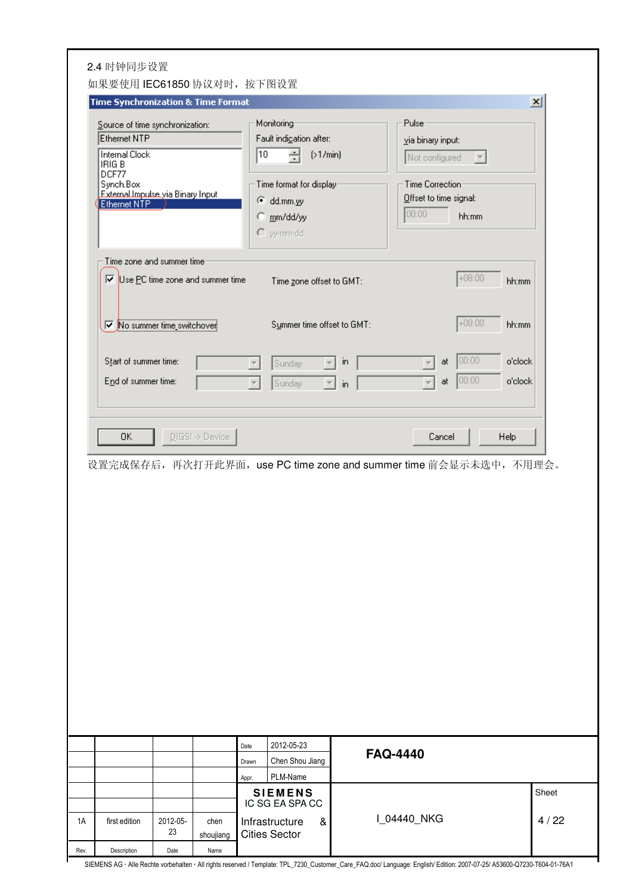2.4 时钟同步设置

如果要使用 IEC61850 协议对时，按下图设置

**Time Synchronization & Time Format**

Source of time synchronization: Ethernet NTP

- Internal Clock
- IRIG B
- DCF77
- Synch.Box
- External Impulse via Binary Input
- Ethernet NTP

Monitoring
Fault indication after: 10 (>1/min)

Pulse
via binary input: Not configured

Time format for display
- (●) dd.mm.yy
- ( ) mm/dd/yy
- ( ) yy-mm-dd

Time Correction
Offset to time signal: 00:00 hh:mm

Time zone and summer time
- [x] Use PC time zone and summer time — Time zone offset to GMT: +08:00 hh:mm
- [x] No summer time switchover — Summer time offset to GMT: +08:00 hh:mm

Start of summer time: Sunday in at 00:00 o'clock

End of summer time: Sunday in at 00:00 o'clock

OK | DIGSI -> Device | Cancel | Help

设置完成保存后，再次打开此界面，use PC time zone and summer time 前会显示未选中，不用理会。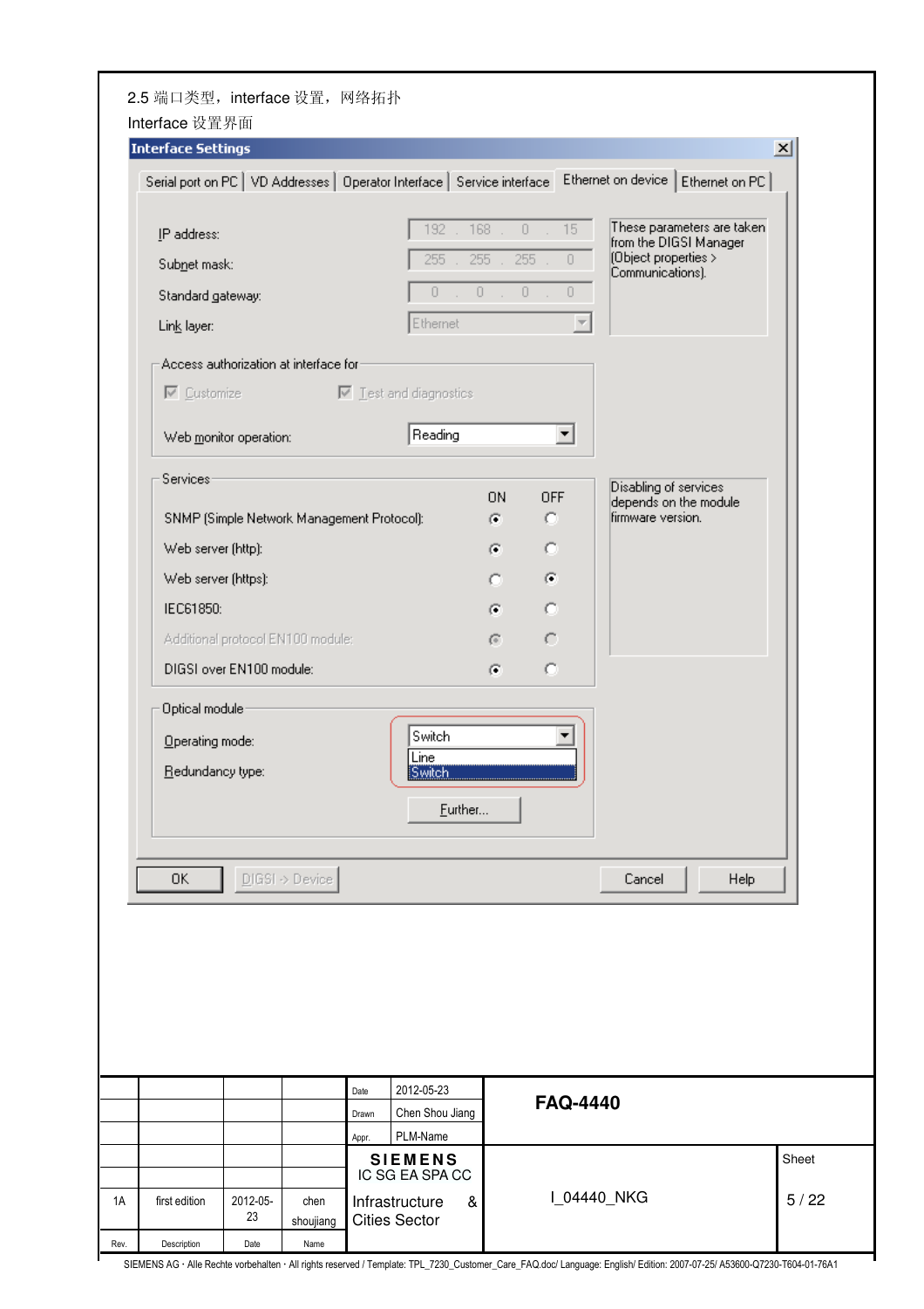2.5 端口类型，interface 设置，网络拓扑

Interface 设置界面

**Interface Settings**

Serial port on PC | VD Addresses | Operator Interface | Service interface | Ethernet on device | Ethernet on PC

IP address: 192 . 168 . 0 . 15

Subnet mask: 255 . 255 . 255 . 0

Standard gateway: 0 . 0 . 0 . 0

Link layer: Ethernet

These parameters are taken from the DIGSI Manager (Object properties > Communications).

Access authorization at interface for

- Customize
- Test and diagnostics

Web monitor operation: Reading

Services

| | ON | OFF |
|---|---|---|
| SNMP (Simple Network Management Protocol): | ● | ○ |
| Web server (http): | ● | ○ |
| Web server (https): | ○ | ● |
| IEC61850: | ● | ○ |
| Additional protocol EN100 module: | ● | ○ |
| DIGSI over EN100 module: | ● | ○ |

Disabling of services depends on the module firmware version.

Optical module

Operating mode: Switch (Line / Switch)

Redundancy type:

Further...

OK | DIGSI -> Device | Cancel | Help

| | | | | Date | 2012-05-23 | FAQ-4440 | |
|---|---|---|---|---|---|---|---|
| | | | | Drawn | Chen Shou Jiang | | |
| | | | | Appr. | PLM-Name | | |
| | | | | SIEMENS IC SG EA SPA CC | | I_04440_NKG | Sheet |
| 1A | first edition | 2012-05-23 | chen shoujiang | Infrastructure & Cities Sector | | | 5 / 22 |
| Rev. | Description | Date | Name | | | | |

SIEMENS AG · Alle Rechte vorbehalten · All rights reserved / Template: TPL_7230_Customer_Care_FAQ.doc/ Language: English/ Edition: 2007-07-25/ A53600-Q7230-T604-01-76A1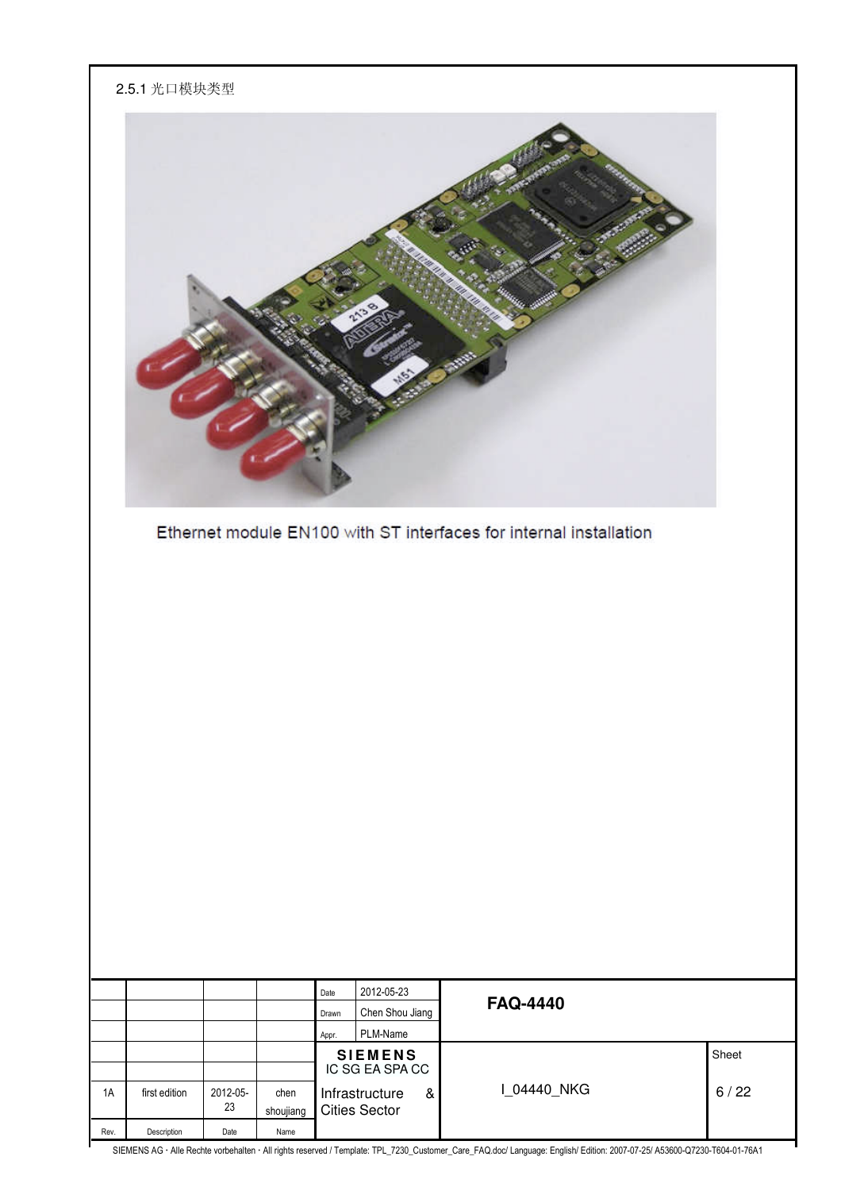### 2.5.1 光口模块类型

Ethernet module EN100 with ST interfaces for internal installation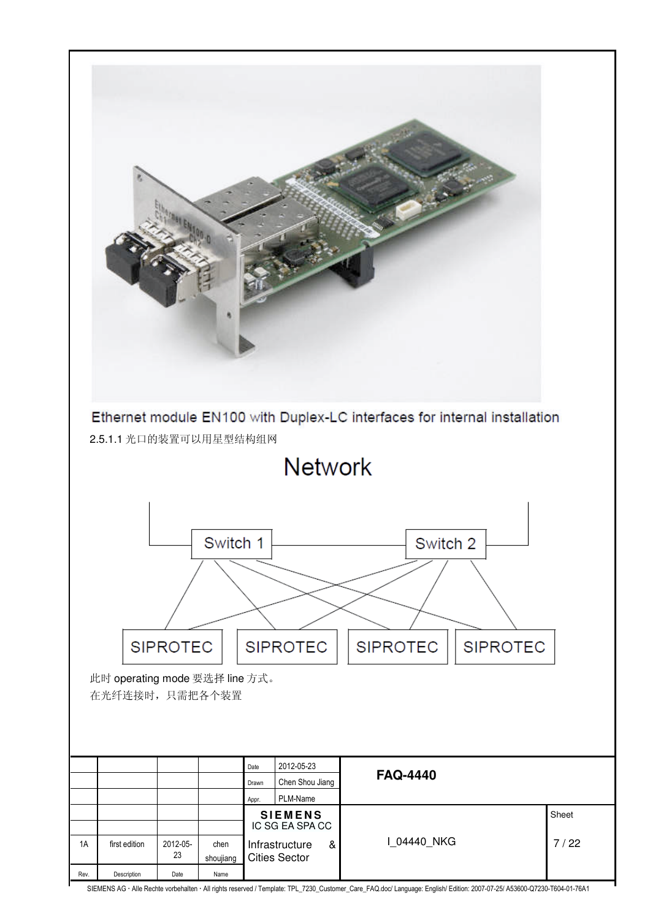Ethernet module EN100 with Duplex-LC interfaces for internal installation

2.5.1.1 光口的装置可以用星型结构组网

Network

Switch 1 Switch 2

SIPROTEC SIPROTEC SIPROTEC SIPROTEC

此时 operating mode 要选择 line 方式。

在光纤连接时，只需把各个装置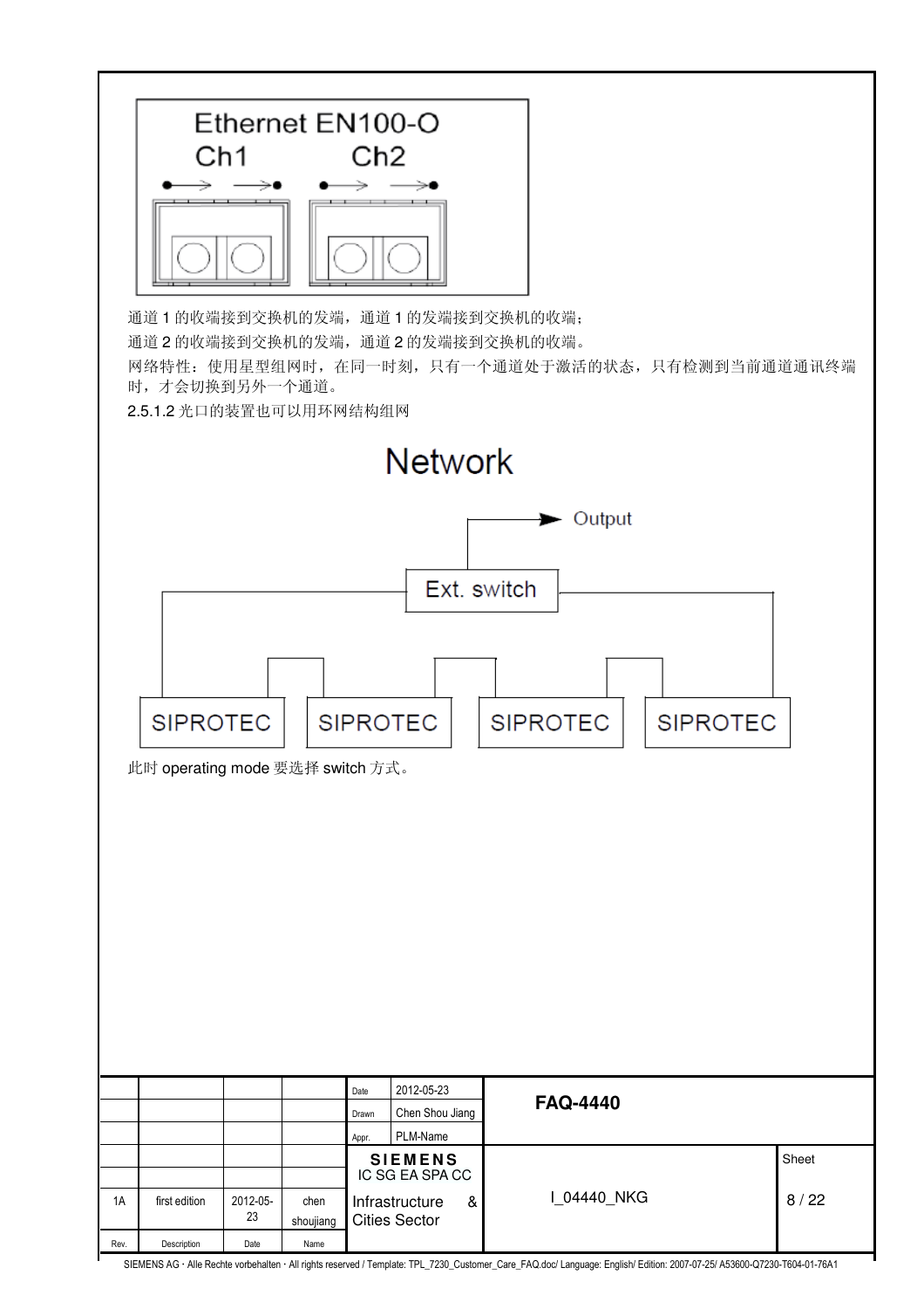通道 1 的收端接到交换机的发端，通道 1 的发端接到交换机的收端；

通道 2 的收端接到交换机的发端，通道 2 的发端接到交换机的收端。

网络特性：使用星型组网时，在同一时刻，只有一个通道处于激活的状态，只有检测到当前通道通讯终端时，才会切换到另外一个通道。

2.5.1.2 光口的装置也可以用环网结构组网

此时 operating mode 要选择 switch 方式。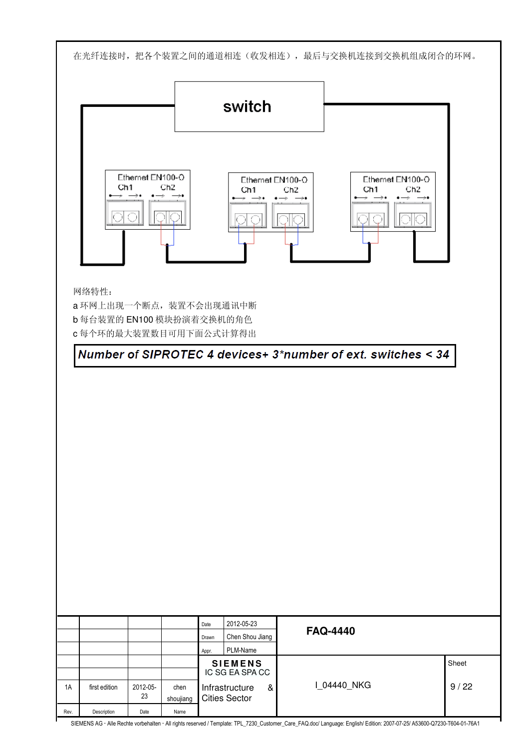在光纤连接时，把各个装置之间的通道相连（收发相连），最后与交换机连接到交换机组成闭合的环网。

switch

Ethernet EN100-O
Ch1 Ch2

Ethernet EN100-O
Ch1 Ch2

Ethernet EN100-O
Ch1 Ch2

网络特性：

a 环网上出现一个断点，装置不会出现通讯中断

b 每台装置的 EN100 模块扮演着交换机的角色

c 每个环的最大装置数目可用下面公式计算得出

| ***Number of SIPROTEC 4 devices+ 3*number of ext. switches < 34*** |
|---|

| | | | | Date | 2012-05-23 | **FAQ-4440** | |
|---|---|---|---|---|---|---|---|
| | | | | Drawn | Chen Shou Jiang | | |
| | | | | Appr. | PLM-Name | | |
| | | | | **SIEMENS** IC SG EA SPA CC | | | Sheet |
| 1A | first edition | 2012-05-23 | chen shoujiang | Infrastructure & Cities Sector | | I_04440_NKG | 9 / 22 |
| Rev. | Description | Date | Name | | | | |

SIEMENS AG · Alle Rechte vorbehalten · All rights reserved / Template: TPL_7230_Customer_Care_FAQ.doc/ Language: English/ Edition: 2007-07-25/ A53600-Q7230-T604-01-76A1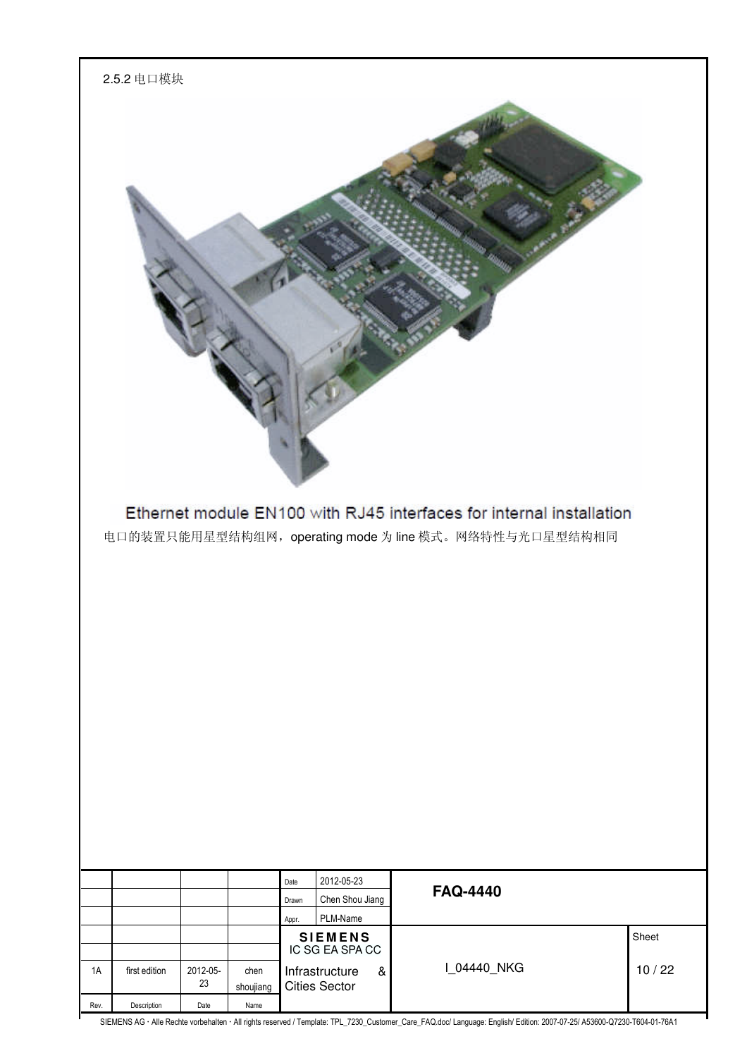2.5.2 电口模块

Ethernet module EN100 with RJ45 interfaces for internal installation

电口的装置只能用星型结构组网，operating mode 为 line 模式。网络特性与光口星型结构相同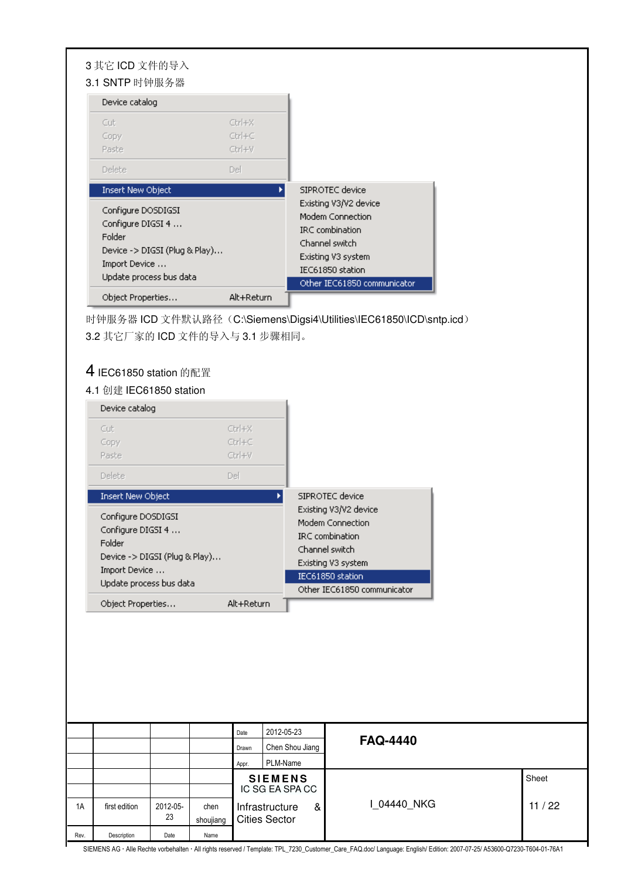3 其它 ICD 文件的导入

3.1 SNTP 时钟服务器

Device catalog

Cut Ctrl+X
Copy Ctrl+C
Paste Ctrl+V

Delete Del

Insert New Object

- SIPROTEC device
- Existing V3/V2 device
- Modem Connection
- IRC combination
- Channel switch
- Existing V3 system
- IEC61850 station
- Other IEC61850 communicator

Configure DOSDIGSI
Configure DIGSI 4 ...
Folder
Device -> DIGSI (Plug & Play)...
Import Device ...
Update process bus data

Object Properties... Alt+Return

时钟服务器 ICD 文件默认路径（C:\Siemens\Digsi4\Utilities\IEC61850\ICD\sntp.icd）

3.2 其它厂家的 ICD 文件的导入与 3.1 步骤相同。

# 4 IEC61850 station 的配置

4.1 创建 IEC61850 station

Device catalog

Cut Ctrl+X
Copy Ctrl+C
Paste Ctrl+V

Delete Del

Insert New Object

- SIPROTEC device
- Existing V3/V2 device
- Modem Connection
- IRC combination
- Channel switch
- Existing V3 system
- IEC61850 station
- Other IEC61850 communicator

Configure DOSDIGSI
Configure DIGSI 4 ...
Folder
Device -> DIGSI (Plug & Play)...
Import Device ...
Update process bus data

Object Properties... Alt+Return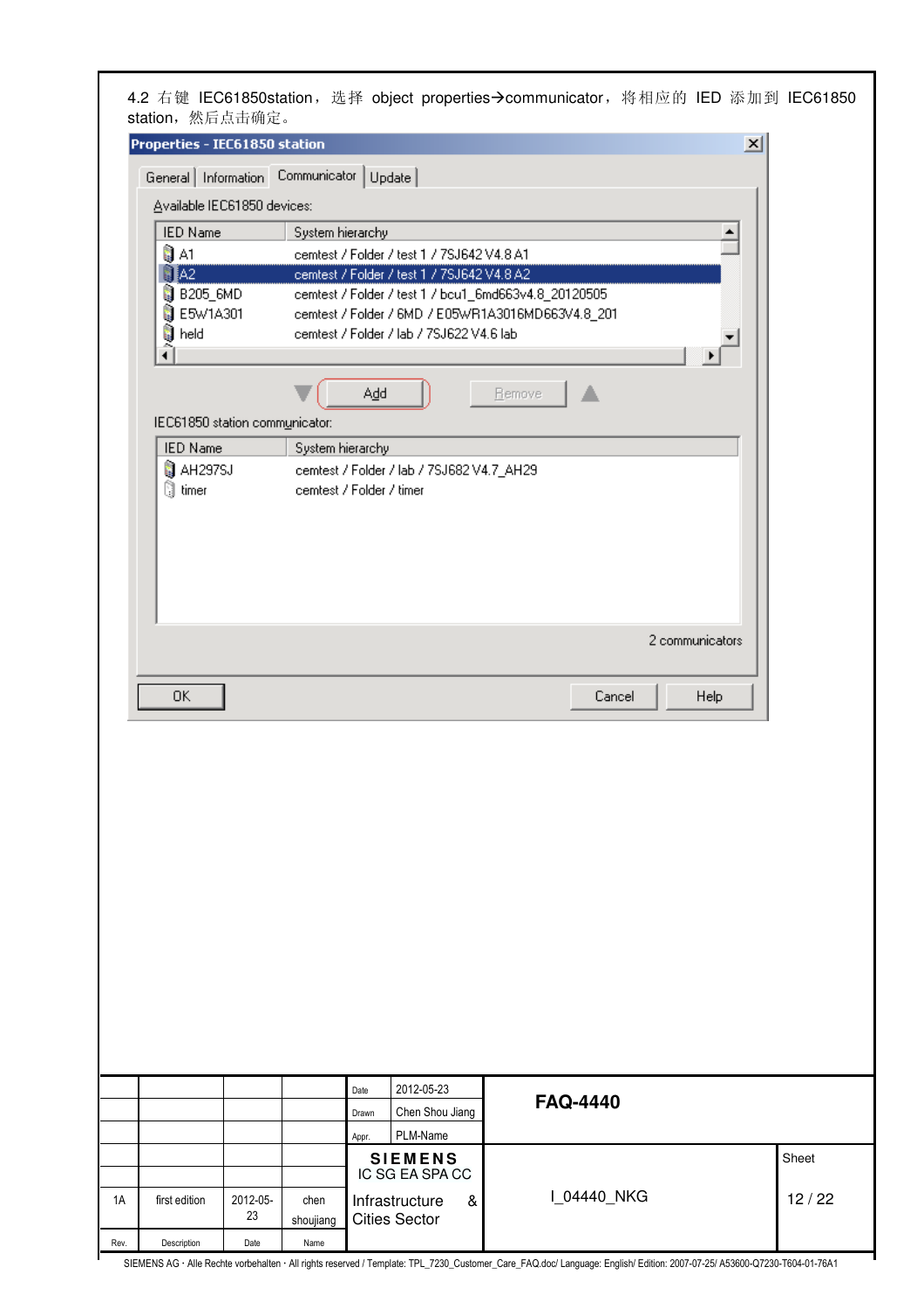4.2 右键 IEC61850station，选择 object properties→communicator，将相应的 IED 添加到 IEC61850 station，然后点击确定。

**Properties - IEC61850 station**

General | Information | Communicator | Update

Available IEC61850 devices:

| IED Name | System hierarchy |
|---|---|
| A1 | cemtest / Folder / test 1 / 7SJ642 V4.8 A1 |
| A2 | cemtest / Folder / test 1 / 7SJ642 V4.8 A2 |
| B205_6MD | cemtest / Folder / test 1 / bcu1_6md663v4.8_20120505 |
| E5W1A301 | cemtest / Folder / 6MD / E05WR1A3016MD663V4.8_201 |
| held | cemtest / Folder / lab / 7SJ622 V4.6 lab |

Add | Remove

IEC61850 station communicator:

| IED Name | System hierarchy |
|---|---|
| AH297SJ | cemtest / Folder / lab / 7SJ682 V4.7_AH29 |
| timer | cemtest / Folder / timer |

2 communicators

OK | Cancel | Help

| | | | | Date | 2012-05-23 | FAQ-4440 | |
|---|---|---|---|---|---|---|---|
| | | | | Drawn | Chen Shou Jiang | | |
| | | | | Appr. | PLM-Name | | |
| | | | | SIEMENS IC SG EA SPA CC | | I_04440_NKG | Sheet |
| 1A | first edition | 2012-05-23 | chen shoujiang | Infrastructure & Cities Sector | | | 12 / 22 |
| Rev. | Description | Date | Name | | | | |

SIEMENS AG · Alle Rechte vorbehalten · All rights reserved / Template: TPL_7230_Customer_Care_FAQ.doc/ Language: English/ Edition: 2007-07-25/ A53600-Q7230-T604-01-76A1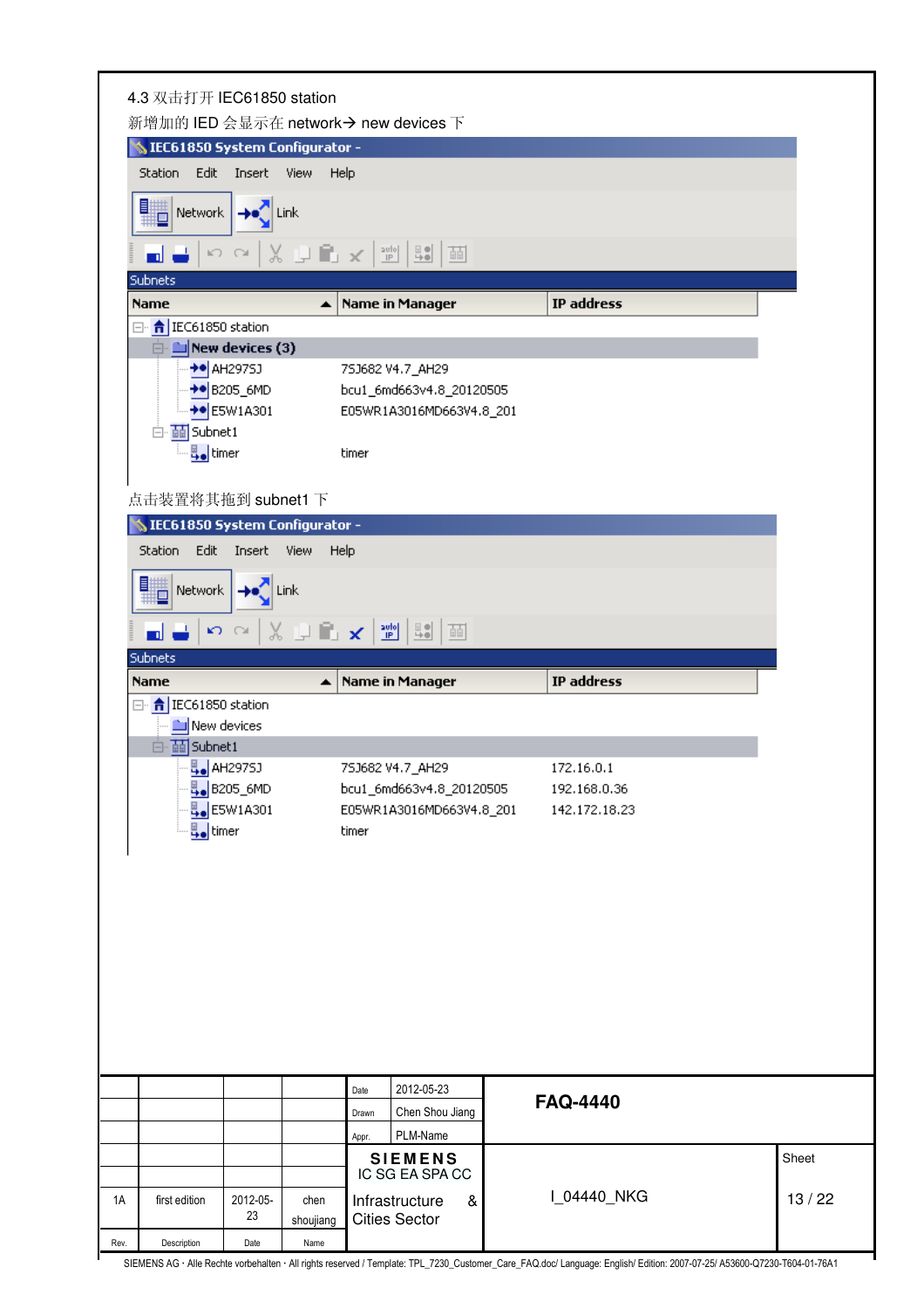4.3 双击打开 IEC61850 station

新增加的 IED 会显示在 network→ new devices 下

IEC61850 System Configurator -

Station Edit Insert View Help

Network Link

Subnets

| Name | Name in Manager | IP address |
|---|---|---|
| IEC61850 station | | |
| New devices (3) | | |
| AH2975J | 7SJ682 V4.7_AH29 | |
| B205_6MD | bcu1_6md663v4.8_20120505 | |
| E5W1A301 | E05WR1A3016MD663V4.8_201 | |
| Subnet1 | | |
| timer | timer | |

点击装置将其拖到 subnet1 下

IEC61850 System Configurator -

Station Edit Insert View Help

Network Link

Subnets

| Name | Name in Manager | IP address |
|---|---|---|
| IEC61850 station | | |
| New devices | | |
| Subnet1 | | |
| AH2975J | 7SJ682 V4.7_AH29 | 172.16.0.1 |
| B205_6MD | bcu1_6md663v4.8_20120505 | 192.168.0.36 |
| E5W1A301 | E05WR1A3016MD663V4.8_201 | 142.172.18.23 |
| timer | timer | |

| | | | | Date | 2012-05-23 | FAQ-4440 | |
|---|---|---|---|---|---|---|---|
| | | | | Drawn | Chen Shou Jiang | | |
| | | | | Appr. | PLM-Name | | |
| | | | | SIEMENS IC SG EA SPA CC | | I_04440_NKG | Sheet |
| 1A | first edition | 2012-05-23 | chen shoujiang | Infrastructure & Cities Sector | | | 13 / 22 |
| Rev. | Description | Date | Name | | | | |

SIEMENS AG · Alle Rechte vorbehalten · All rights reserved / Template: TPL_7230_Customer_Care_FAQ.doc/ Language: English/ Edition: 2007-07-25/ A53600-Q7230-T604-01-76A1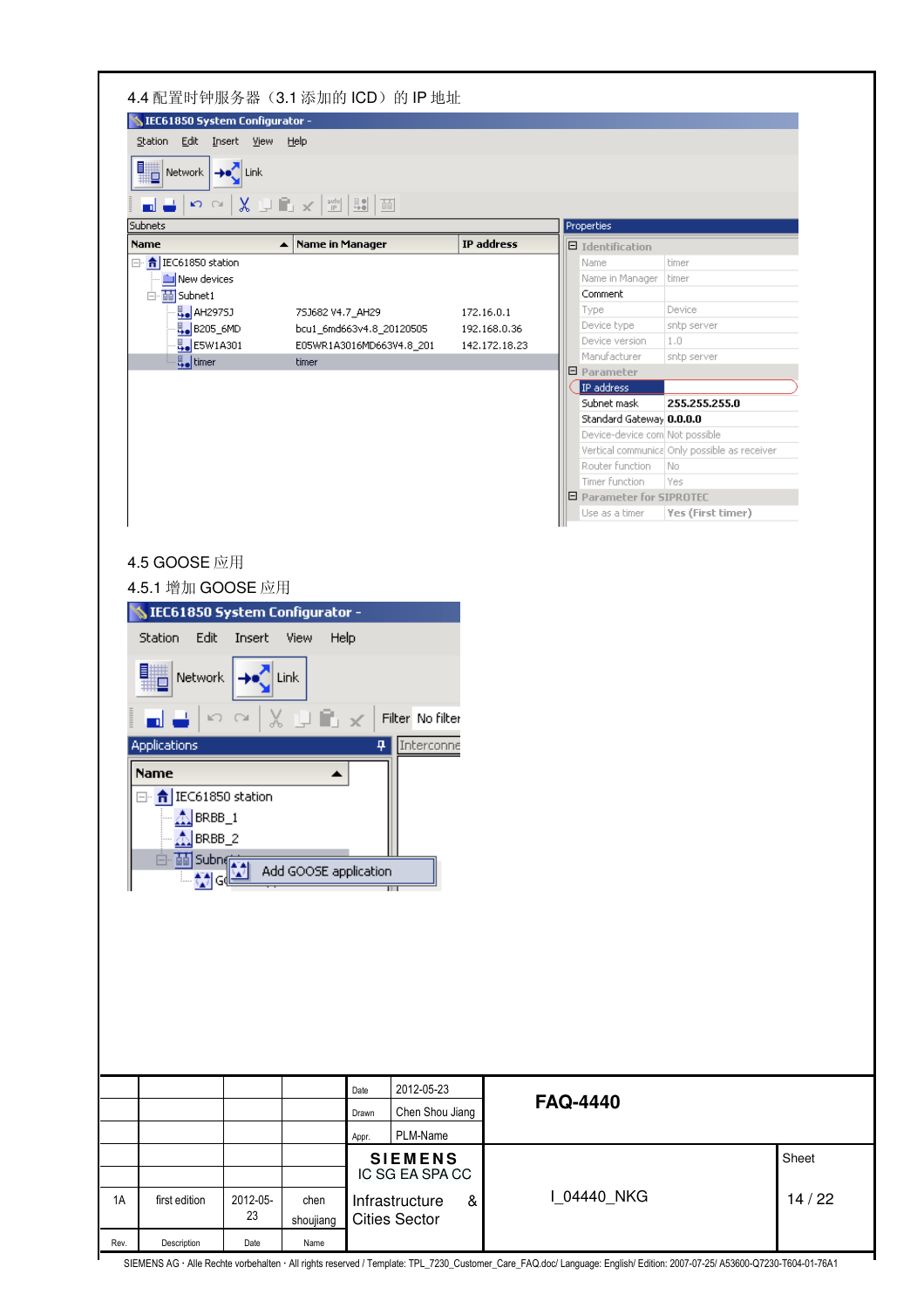4.4 配置时钟服务器（3.1 添加的 ICD）的 IP 地址

IEC61850 System Configurator -

Station Edit Insert View Help

Network Link

Subnets

| Name | Name in Manager | IP address |
|---|---|---|
| IEC61850 station | | |
| New devices | | |
| Subnet1 | | |
| AH297SJ | 7SJ682 V4.7_AH29 | 172.16.0.1 |
| B205_6MD | bcu1_6md663v4.8_20120505 | 192.168.0.36 |
| E5W1A301 | E05WR1A3016MD663V4.8_201 | 142.172.18.23 |
| timer | timer | |

Properties

| Identification | |
|---|---|
| Name | timer |
| Name in Manager | timer |
| Comment | |
| Type | Device |
| Device type | sntp server |
| Device version | 1.0 |
| Manufacturer | sntp server |
| **Parameter** | |
| IP address | |
| Subnet mask | 255.255.255.0 |
| Standard Gateway | 0.0.0.0 |
| Device-device com | Not possible |
| Vertical communica | Only possible as receiver |
| Router function | No |
| Timer function | Yes |
| **Parameter for SIPROTEC** | |
| Use as a timer | Yes (First timer) |

4.5 GOOSE 应用

4.5.1 增加 GOOSE 应用

IEC61850 System Configurator -

Station Edit Insert View Help

Network Link

Filter No filter

Applications

Name

- IEC61850 station
  - BRBB_1
  - BRBB_2
  - Subnet
    - G

Add GOOSE application

| | | | | Date | 2012-05-23 | FAQ-4440 | |
|---|---|---|---|---|---|---|---|
| | | | | Drawn | Chen Shou Jiang | | |
| | | | | Appr. | PLM-Name | | |
| | | | | SIEMENS IC SG EA SPA CC | | I_04440_NKG | Sheet |
| 1A | first edition | 2012-05-23 | chen shoujiang | Infrastructure & Cities Sector | | | 14 / 22 |
| Rev. | Description | Date | Name | | | | |

SIEMENS AG · Alle Rechte vorbehalten · All rights reserved / Template: TPL_7230_Customer_Care_FAQ.doc/ Language: English/ Edition: 2007-07-25/ A53600-Q7230-T604-01-76A1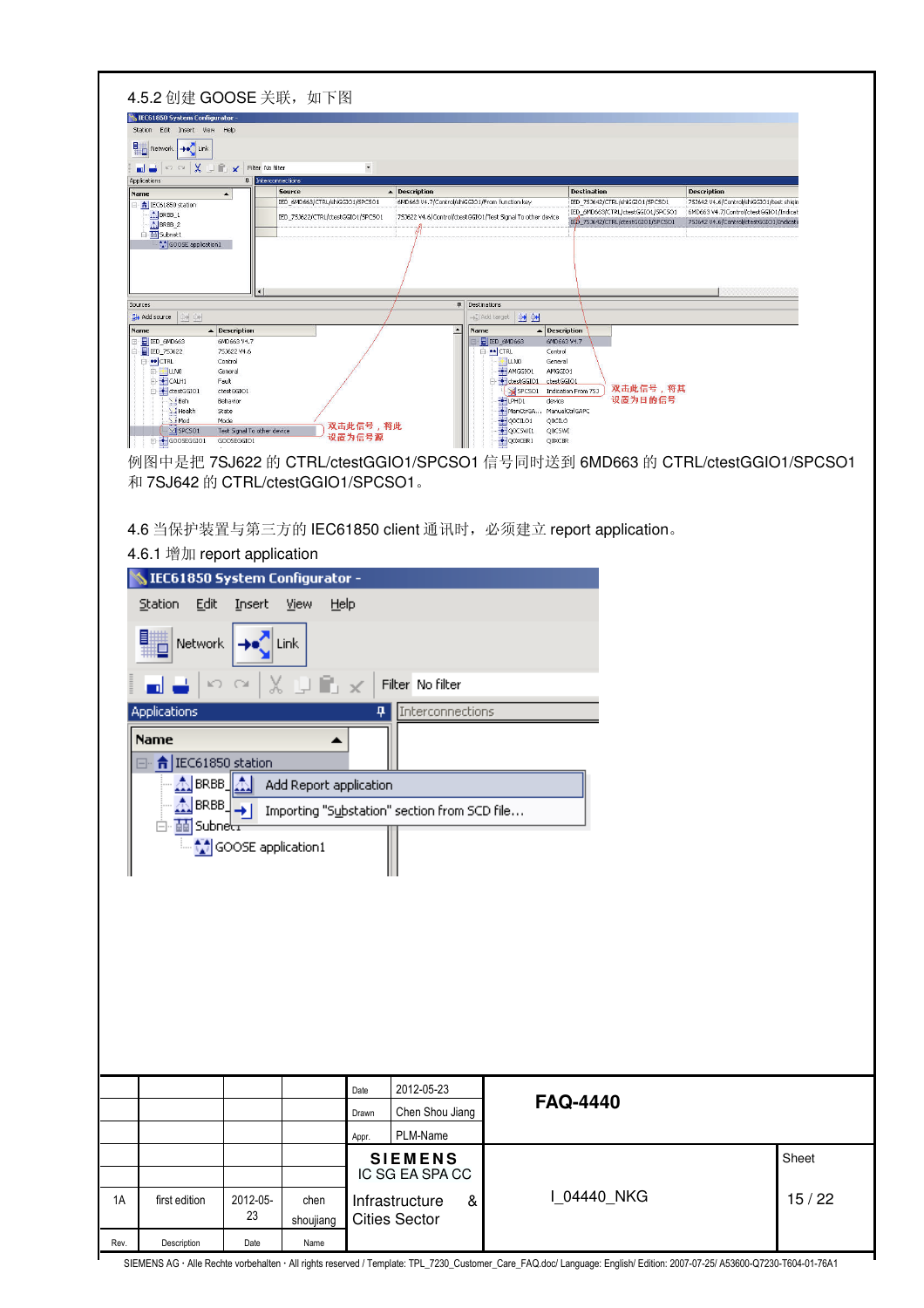4.5.2 创建 GOOSE 关联，如下图

例图中是把 7SJ622 的 CTRL/ctestGGIO1/SPCSO1 信号同时送到 6MD663 的 CTRL/ctestGGIO1/SPCSO1 和 7SJ642 的 CTRL/ctestGGIO1/SPCSO1。

4.6 当保护装置与第三方的 IEC61850 client 通讯时，必须建立 report application。

4.6.1 增加 report application

| | | | | Date | 2012-05-23 | FAQ-4440 | |
|---|---|---|---|---|---|---|---|
| | | | | Drawn | Chen Shou Jiang | | |
| | | | | Appr. | PLM-Name | | |
| | | | | SIEMENS IC SG EA SPA CC | | | Sheet |
| 1A | first edition | 2012-05-23 | chen shoujiang | Infrastructure & Cities Sector | | I_04440_NKG | 15 / 22 |
| Rev. | Description | Date | Name | | | | |

SIEMENS AG · Alle Rechte vorbehalten · All rights reserved / Template: TPL_7230_Customer_Care_FAQ.doc/ Language: English/ Edition: 2007-07-25/ A53600-Q7230-T604-01-76A1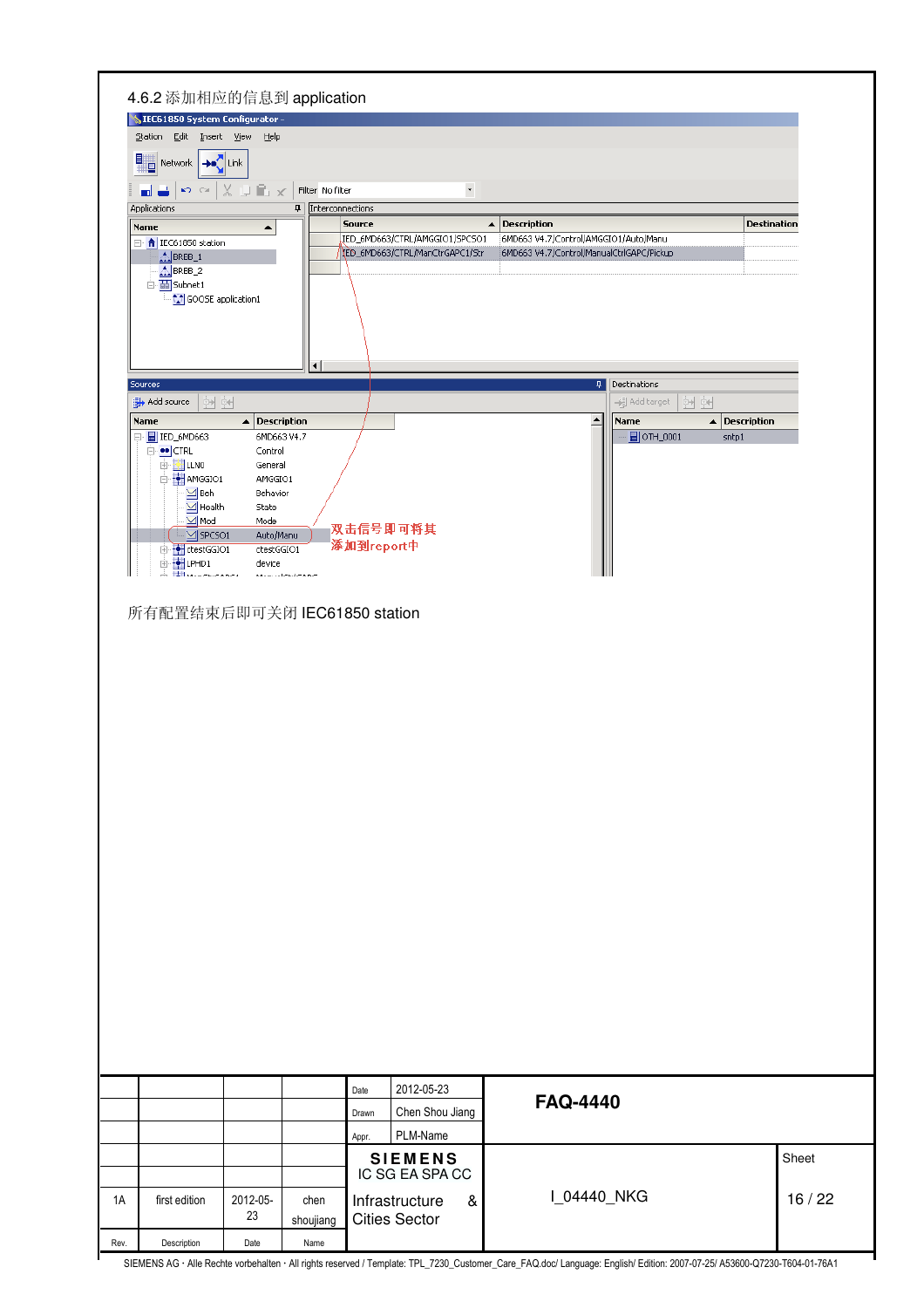## 4.6.2 添加相应的信息到 application

双击信号即可将其添加到report中

所有配置结束后即可关闭 IEC61850 station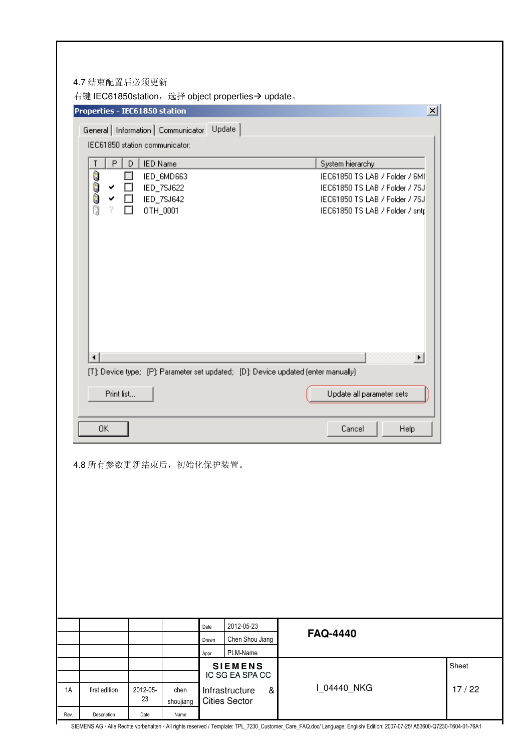4.7 结束配置后必须更新

右键 IEC61850station，选择 object properties→ update。

**Properties - IEC61850 station**

General | Information | Communicator | Update

IEC61850 station communicator:

| T | P | D | IED Name | System hierarchy |
|---|---|---|---|---|
|  |  | ☐ | IED_6MD663 | IEC61850 TS LAB / Folder / 6MI |
|  | ✔ | ☐ | IED_7SJ622 | IEC61850 TS LAB / Folder / 7SJ |
|  | ✔ | ☐ | IED_7SJ642 | IEC61850 TS LAB / Folder / 7SJ |
|  | ? | ☐ | OTH_0001 | IEC61850 TS LAB / Folder / sntp |

[T]: Device type; [P]: Parameter set updated; [D]: Device updated (enter manually)

Print list... | Update all parameter sets

OK | Cancel | Help

4.8 所有参数更新结束后，初始化保护装置。

|  |  |  |  | Date | 2012-05-23 | FAQ-4440 |  |
|---|---|---|---|---|---|---|---|
|  |  |  |  | Drawn | Chen Shou Jiang |  |  |
|  |  |  |  | Appr. | PLM-Name |  |  |
|  |  |  |  | SIEMENS IC SG EA SPA CC |  | I_04440_NKG | Sheet |
| 1A | first edition | 2012-05-23 | chen shoujiang | Infrastructure & Cities Sector |  |  | 17 / 22 |
| Rev. | Description | Date | Name |  |  |  |  |

SIEMENS AG · Alle Rechte vorbehalten · All rights reserved / Template: TPL_7230_Customer_Care_FAQ.doc/ Language: English/ Edition: 2007-07-25/ A53600-Q7230-T604-01-76A1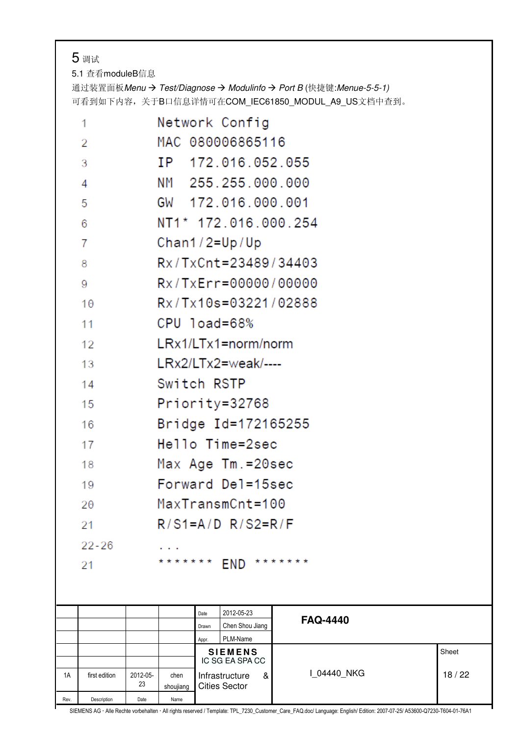# 5 调试

## 5.1 查看moduleB信息

通过装置面板*Menu* → *Test/Diagnose* → *Modulinfo* → *Port B* (快捷键:*Menue-5-5-1)*

可看到如下内容，关于B口信息详情可在COM_IEC61850_MODUL_A9_US文档中查到。

| | |
|---|---|
| 1 | Network Config |
| 2 | MAC 080006865116 |
| 3 | IP 172.016.052.055 |
| 4 | NM 255.255.000.000 |
| 5 | GW 172.016.000.001 |
| 6 | NT1* 172.016.000.254 |
| 7 | Chan1/2=Up/Up |
| 8 | Rx/TxCnt=23489/34403 |
| 9 | Rx/TxErr=00000/00000 |
| 10 | Rx/Tx10s=03221/02888 |
| 11 | CPU load=68% |
| 12 | LRx1/LTx1=norm/norm |
| 13 | LRx2/LTx2=weak/---- |
| 14 | Switch RSTP |
| 15 | Priority=32768 |
| 16 | Bridge Id=172165255 |
| 17 | Hello Time=2sec |
| 18 | Max Age Tm.=20sec |
| 19 | Forward Del=15sec |
| 20 | MaxTransmCnt=100 |
| 21 | R/S1=A/D R/S2=R/F |
| 22-26 | ... |
| 21 | ******* END ******* |

| | | | | | | | |
|---|---|---|---|---|---|---|---|
| | | | | Date | 2012-05-23 | **FAQ-4440** | |
| | | | | Drawn | Chen Shou Jiang | | |
| | | | | Appr. | PLM-Name | | |
| | | | | **SIEMENS** IC SG EA SPA CC | | I_04440_NKG | Sheet |
| 1A | first edition | 2012-05-23 | chen shoujiang | Infrastructure & Cities Sector | | | 18 / 22 |
| Rev. | Description | Date | Name | | | | |

SIEMENS AG · Alle Rechte vorbehalten · All rights reserved / Template: TPL_7230_Customer_Care_FAQ.doc/ Language: English/ Edition: 2007-07-25/ A53600-Q7230-T604-01-76A1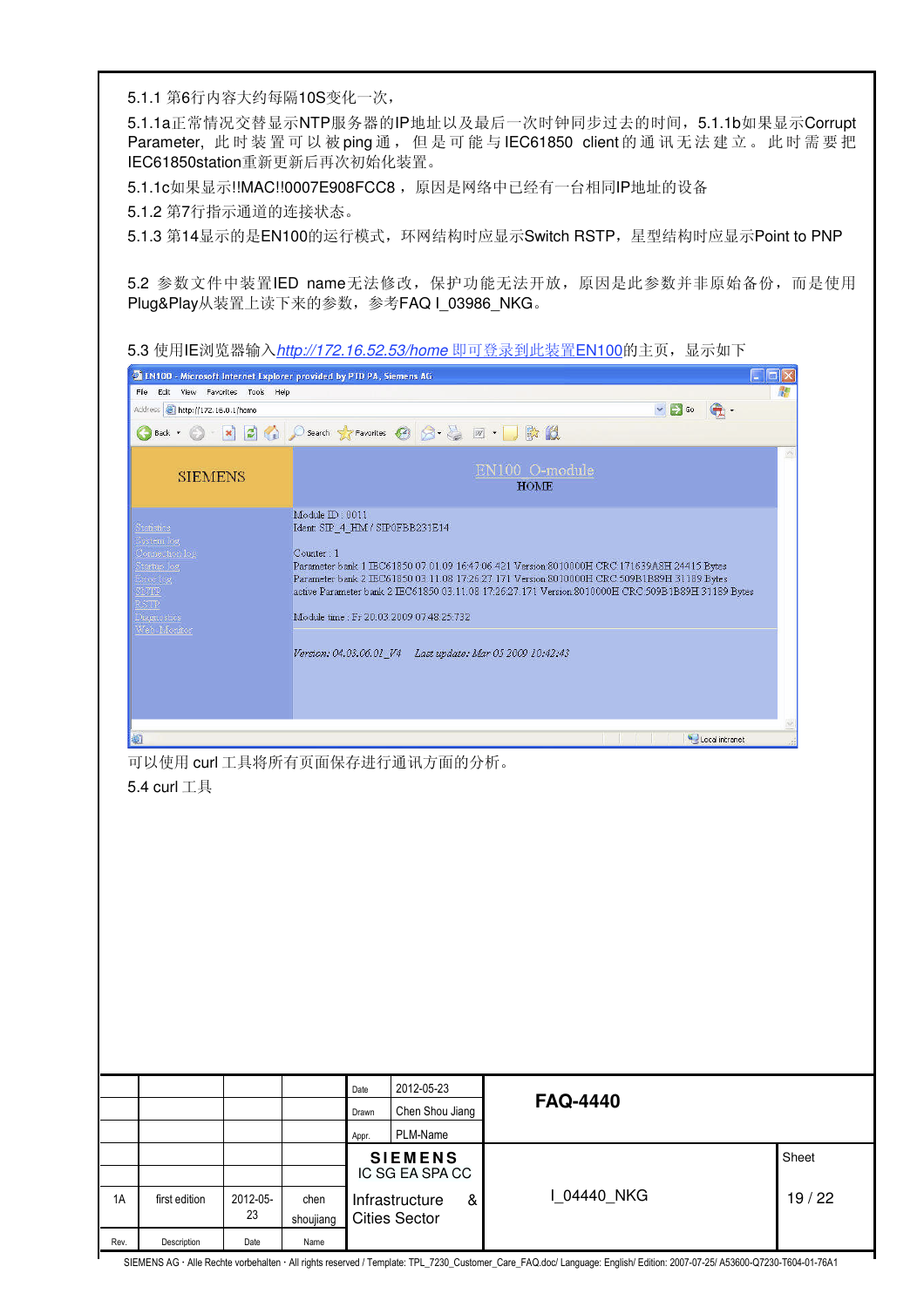5.1.1 第6行内容大约每隔10S变化一次，

5.1.1a正常情况交替显示NTP服务器的IP地址以及最后一次时钟同步过去的时间，5.1.1b如果显示Corrupt Parameter，此时装置可以被ping通，但是可能与IEC61850 client的通讯无法建立。此时需要把IEC61850station重新更新后再次初始化装置。

5.1.1c如果显示!!MAC!!0007E908FCC8，原因是网络中已经有一台相同IP地址的设备

5.1.2 第7行指示通道的连接状态。

5.1.3 第14显示的是EN100的运行模式，环网结构时应显示Switch RSTP，星型结构时应显示Point to PNP

5.2 参数文件中装置IED name无法修改，保护功能无法开放，原因是此参数并非原始备份，而是使用Plug&Play从装置上读下来的参数，参考FAQ I_03986_NKG。

5.3 使用IE浏览器输入http://172.16.52.53/home 即可登录到此装置EN100的主页，显示如下

EN100 - Microsoft Internet Explorer provided by PTD PA, Siemens AG

File Edit View Favorites Tools Help

Address http://172.16.0.1/home

SIEMENS

EN100 O-module
HOME

Statistics
Content log
Connection log
Status log
Error log
SNTP
RSTP
Diagnostics
Web-Monitor

Module ID : 0011
Ident: SIP_4_HM / SIP0FBB231E14

Counter : 1
Parameter bank 1 IEC61850 07.01.09 16:47:06.421 Version 8010000H CRC 171639A5H 24415 Bytes
Parameter bank 2 IEC61850 03.11.08 17:26:27.171 Version 8010000H CRC 509B1B89H 31189 Bytes
active Parameter bank 2 IEC61850 03.11.08 17:26:27.171 Version 8010000H CRC 509B1B89H 31189 Bytes

Module time : Fr 20.03.2009 07:48:25:732

*Version: 04.03.06.01_V4 Last update: Mar 05 2009 10:42:43*

可以使用 curl 工具将所有页面保存进行通讯方面的分析。

5.4 curl 工具

| | | | | Date | 2012-05-23 | FAQ-4440 | |
|---|---|---|---|---|---|---|---|
| | | | | Drawn | Chen Shou Jiang | | |
| | | | | Appr. | PLM-Name | | |
| | | | | SIEMENS IC SG EA SPA CC Infrastructure & Cities Sector | | I_04440_NKG | Sheet 19 / 22 |
| 1A | first edition | 2012-05-23 | chen shoujiang | | | | |
| Rev. | Description | Date | Name | | | | |

SIEMENS AG · Alle Rechte vorbehalten · All rights reserved / Template: TPL_7230_Customer_Care_FAQ.doc/ Language: English/ Edition: 2007-07-25/ A53600-Q7230-T604-01-76A1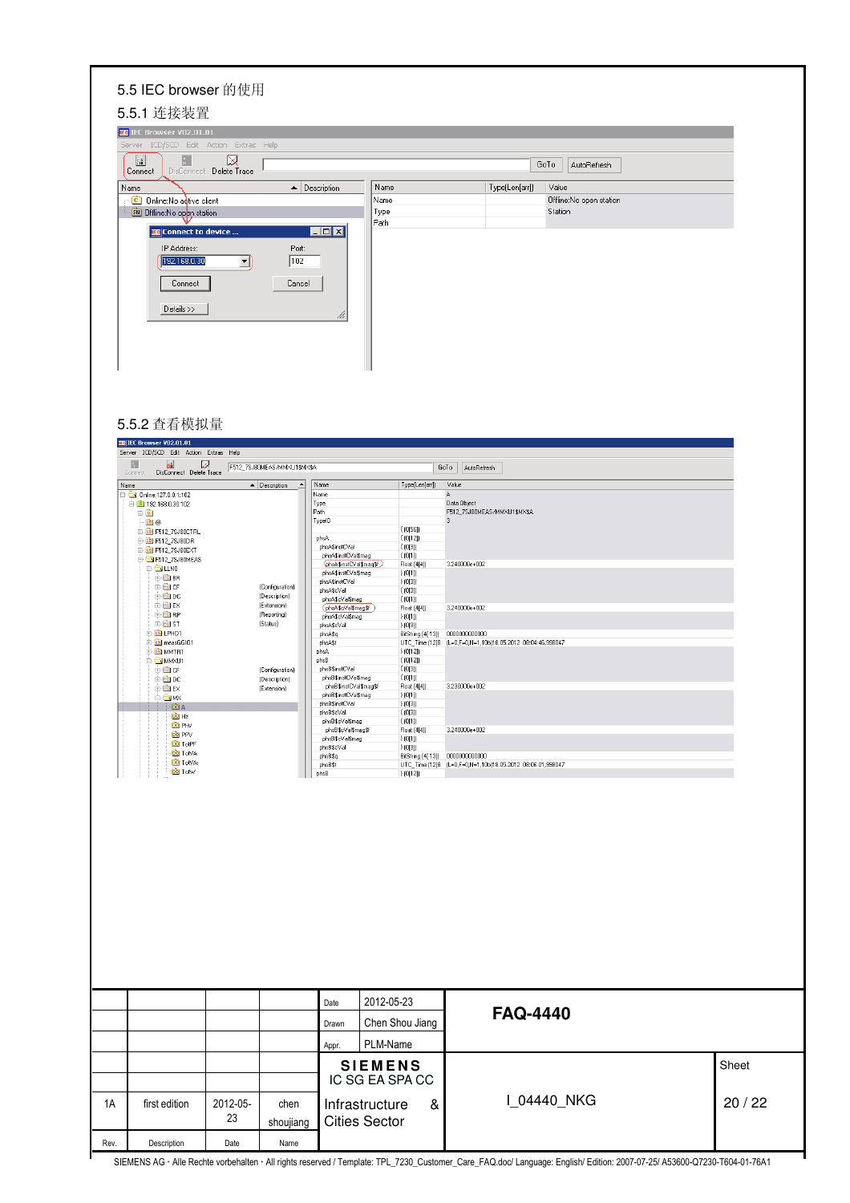## 5.5 IEC browser 的使用

### 5.5.1 连接装置

### 5.5.2 查看模拟量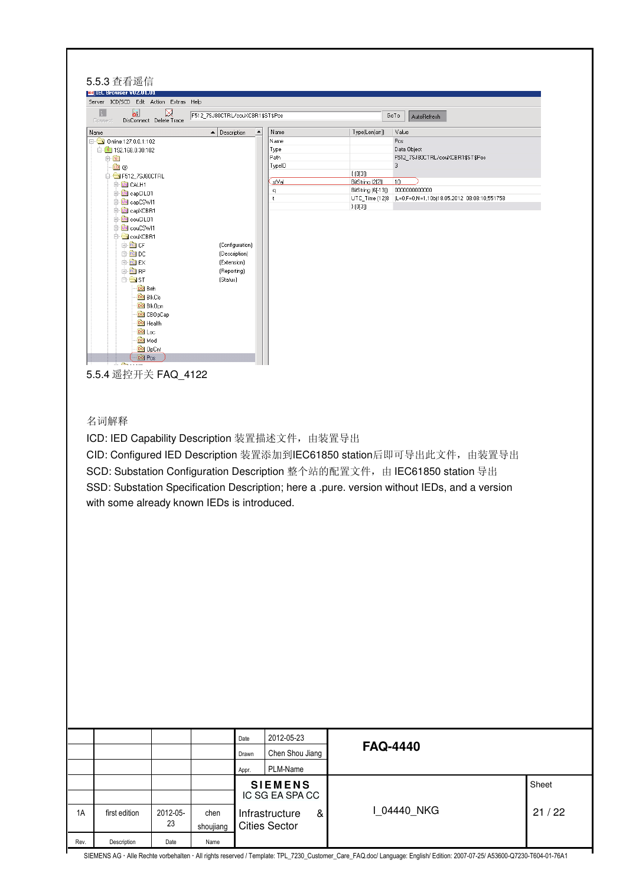### 5.5.3 查看遥信

### 5.5.4 遥控开关 FAQ_4122

名词解释

ICD: IED Capability Description 装置描述文件，由装置导出

CID: Configured IED Description 装置添加到IEC61850 station后即可导出此文件，由装置导出

SCD: Substation Configuration Description 整个站的配置文件，由 IEC61850 station 导出

SSD: Substation Specification Description; here a .pure. version without IEDs, and a version with some already known IEDs is introduced.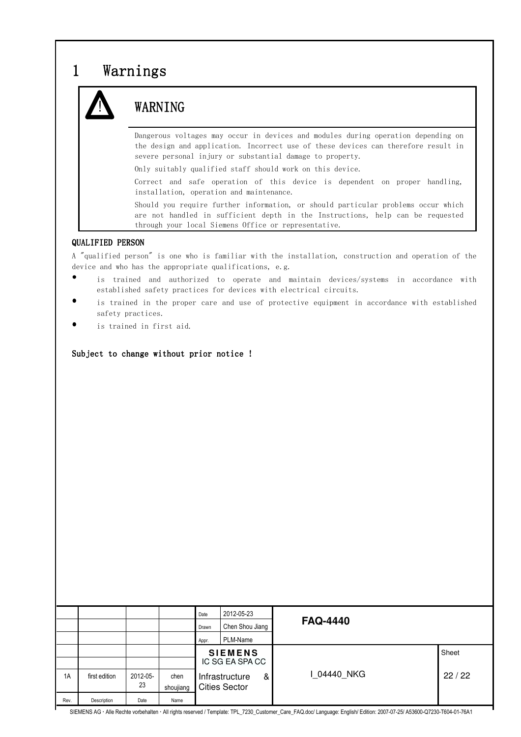# 1 Warnings

## WARNING

Dangerous voltages may occur in devices and modules during operation depending on the design and application. Incorrect use of these devices can therefore result in severe personal injury or substantial damage to property.

Only suitably qualified staff should work on this device.

Correct and safe operation of this device is dependent on proper handling, installation, operation and maintenance.

Should you require further information, or should particular problems occur which are not handled in sufficient depth in the Instructions, help can be requested through your local Siemens Office or representative.

**QUALIFIED PERSON**

A "qualified person" is one who is familiar with the installation, construction and operation of the device and who has the appropriate qualifications, e.g.

- is trained and authorized to operate and maintain devices/systems in accordance with established safety practices for devices with electrical circuits.
- is trained in the proper care and use of protective equipment in accordance with established safety practices.
- is trained in first aid.

**Subject to change without prior notice !**

| | | | | | | | |
|---|---|---|---|---|---|---|---|
| | | | | Date | 2012-05-23 | FAQ-4440 | |
| | | | | Drawn | Chen Shou Jiang | | |
| | | | | Appr. | PLM-Name | | |
| | | | | SIEMENS IC SG EA SPA CC | | | Sheet |
| 1A | first edition | 2012-05-23 | chen shoujiang | Infrastructure & Cities Sector | | I_04440_NKG | 22 / 22 |
| Rev. | Description | Date | Name | | | | |

SIEMENS AG · Alle Rechte vorbehalten · All rights reserved / Template: TPL_7230_Customer_Care_FAQ.doc/ Language: English/ Edition: 2007-07-25/ A53600-Q7230-T604-01-76A1